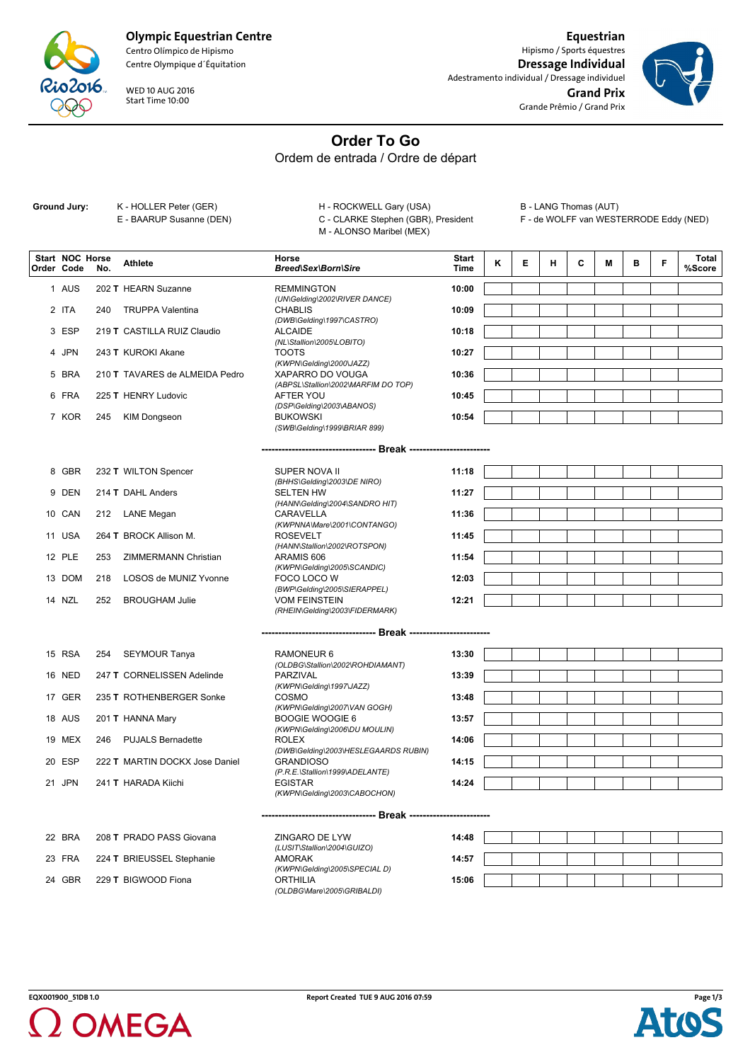**Olympic Equestrian Centre**
Centro Olímpico de Hipismo
Centre Olympique d´Équitation

WED 10 AUG 2016
Start Time 10:00

**Equestrian**
Hipismo / Sports équestres
**Dressage Individual**
Adestramento individual / Dressage individuel
**Grand Prix**
Grande Prêmio / Grand Prix

# Order To Go

Ordem de entrada / Ordre de départ

**Ground Jury:**
K - HOLLER Peter (GER)
E - BAARUP Susanne (DEN)
H - ROCKWELL Gary (USA)
C - CLARKE Stephen (GBR), President
M - ALONSO Maribel (MEX)
B - LANG Thomas (AUT)
F - de WOLFF van WESTERRODE Eddy (NED)

| Start Order | NOC Code | Horse No. | Athlete | Horse *Breed\Sex\Born\Sire* | Start Time | K | E | H | C | M | B | F | Total %Score |
|---|---|---|---|---|---|---|---|---|---|---|---|---|---|
| 1 | AUS | 202 **T** | HEARN Suzanne | REMMINGTON *(UN\Gelding\2002\RIVER DANCE)* | 10:00 | | | | | | | | |
| 2 | ITA | 240 | TRUPPA Valentina | CHABLIS *(DWB\Gelding\1997\CASTRO)* | 10:09 | | | | | | | | |
| 3 | ESP | 219 **T** | CASTILLA RUIZ Claudio | ALCAIDE *(NL\Stallion\2005\LOBITO)* | 10:18 | | | | | | | | |
| 4 | JPN | 243 **T** | KUROKI Akane | TOOTS *(KWPN\Gelding\2000\JAZZ)* | 10:27 | | | | | | | | |
| 5 | BRA | 210 **T** | TAVARES de ALMEIDA Pedro | XAPARRO DO VOUGA *(ABPSL\Stallion\2002\MARFIM DO TOP)* | 10:36 | | | | | | | | |
| 6 | FRA | 225 **T** | HENRY Ludovic | AFTER YOU *(DSP\Gelding\2003\ABANOS)* | 10:45 | | | | | | | | |
| 7 | KOR | 245 | KIM Dongseon | BUKOWSKI *(SWB\Gelding\1999\BRIAR 899)* | 10:54 | | | | | | | | |
| | | | | **Break** | | | | | | | | | |
| 8 | GBR | 232 **T** | WILTON Spencer | SUPER NOVA II *(BHHS\Gelding\2003\DE NIRO)* | 11:18 | | | | | | | | |
| 9 | DEN | 214 **T** | DAHL Anders | SELTEN HW *(HANN\Gelding\2004\SANDRO HIT)* | 11:27 | | | | | | | | |
| 10 | CAN | 212 | LANE Megan | CARAVELLA *(KWPNNA\Mare\2001\CONTANGO)* | 11:36 | | | | | | | | |
| 11 | USA | 264 **T** | BROCK Allison M. | ROSEVELT *(HANN\Stallion\2002\ROTSPON)* | 11:45 | | | | | | | | |
| 12 | PLE | 253 | ZIMMERMANN Christian | ARAMIS 606 *(KWPN\Gelding\2005\SCANDIC)* | 11:54 | | | | | | | | |
| 13 | DOM | 218 | LOSOS de MUNIZ Yvonne | FOCO LOCO W *(BWP\Gelding\2005\SIERAPPEL)* | 12:03 | | | | | | | | |
| 14 | NZL | 252 | BROUGHAM Julie | VOM FEINSTEIN *(RHEIN\Gelding\2003\FIDERMARK)* | 12:21 | | | | | | | | |
| | | | | **Break** | | | | | | | | | |
| 15 | RSA | 254 | SEYMOUR Tanya | RAMONEUR 6 *(OLDBG\Stallion\2002\ROHDIAMANT)* | 13:30 | | | | | | | | |
| 16 | NED | 247 **T** | CORNELISSEN Adelinde | PARZIVAL *(KWPN\Gelding\1997\JAZZ)* | 13:39 | | | | | | | | |
| 17 | GER | 235 **T** | ROTHENBERGER Sonke | COSMO *(KWPN\Gelding\2007\VAN GOGH)* | 13:48 | | | | | | | | |
| 18 | AUS | 201 **T** | HANNA Mary | BOOGIE WOOGIE 6 *(KWPN\Gelding\2006\DU MOULIN)* | 13:57 | | | | | | | | |
| 19 | MEX | 246 | PUJALS Bernadette | ROLEX *(DWB\Gelding\2003\HESLEGAARDS RUBIN)* | 14:06 | | | | | | | | |
| 20 | ESP | 222 **T** | MARTIN DOCKX Jose Daniel | GRANDIOSO *(P.R.E.\Stallion\1999\ADELANTE)* | 14:15 | | | | | | | | |
| 21 | JPN | 241 **T** | HARADA Kiichi | EGISTAR *(KWPN\Gelding\2003\CABOCHON)* | 14:24 | | | | | | | | |
| | | | | **Break** | | | | | | | | | |
| 22 | BRA | 208 **T** | PRADO PASS Giovana | ZINGARO DE LYW *(LUSIT\Stallion\2004\GUIZO)* | 14:48 | | | | | | | | |
| 23 | FRA | 224 **T** | BRIEUSSEL Stephanie | AMORAK *(KWPN\Gelding\2005\SPECIAL D)* | 14:57 | | | | | | | | |
| 24 | GBR | 229 **T** | BIGWOOD Fiona | ORTHILIA *(OLDBG\Mare\2005\GRIBALDI)* | 15:06 | | | | | | | | |

EQX001900_51DB 1.0 Report Created TUE 9 AUG 2016 07:59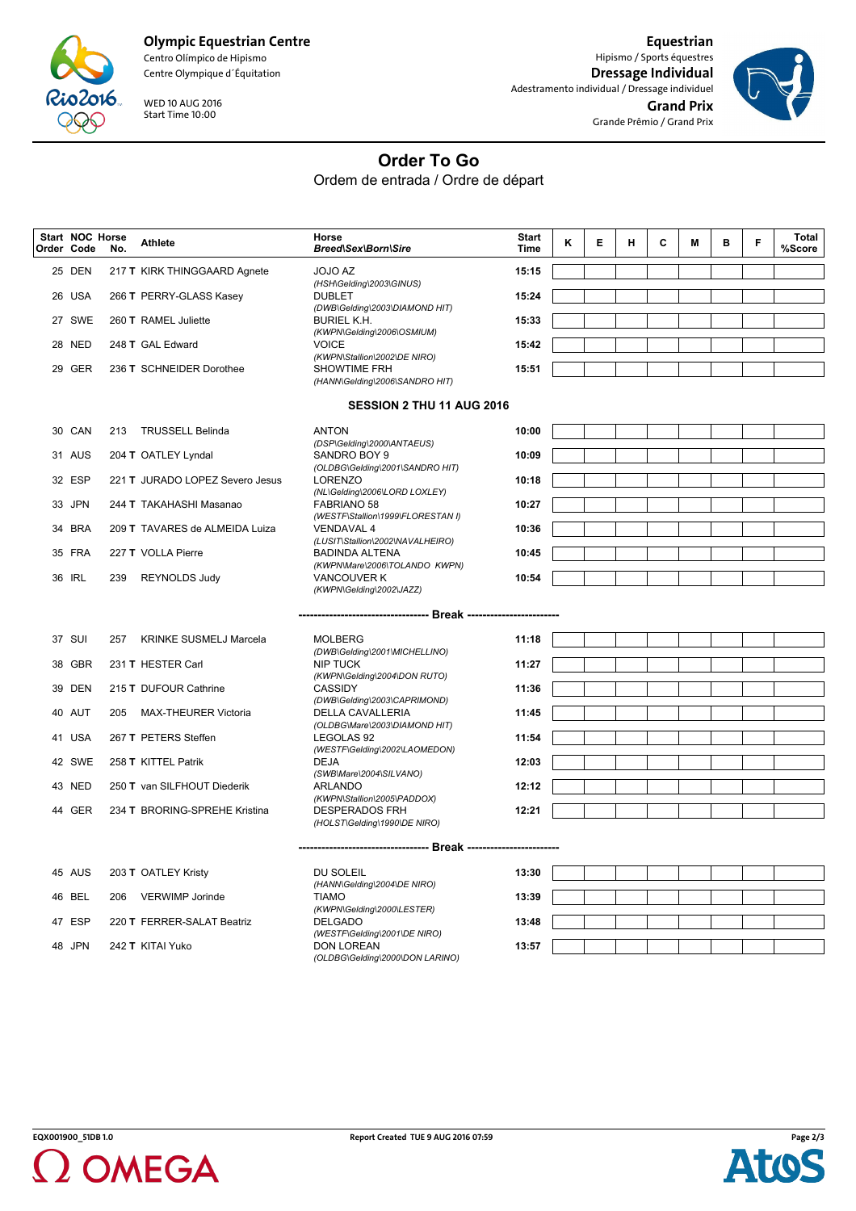Olympic Equestrian Centre
Centro Olímpico de Hipismo
Centre Olympique d´Équitation

WED 10 AUG 2016
Start Time 10:00

Equestrian
Hipismo / Sports équestres
**Dressage Individual**
Adestramento individual / Dressage individuel
**Grand Prix**
Grande Prêmio / Grand Prix

# Order To Go

Ordem de entrada / Ordre de départ

| Start Order | NOC Code | Horse No. | Athlete | Horse *Breed\Sex\Born\Sire* | Start Time | K | E | H | C | M | B | F | Total %Score |
|---|---|---|---|---|---|---|---|---|---|---|---|---|---|
| 25 | DEN | 217 **T** | KIRK THINGGAARD Agnete | JOJO AZ *(HSH\Gelding\2003\GINUS)* | 15:15 | | | | | | | | |
| 26 | USA | 266 **T** | PERRY-GLASS Kasey | DUBLET *(DWB\Gelding\2003\DIAMOND HIT)* | 15:24 | | | | | | | | |
| 27 | SWE | 260 **T** | RAMEL Juliette | BURIEL K.H. *(KWPN\Gelding\2006\OSMIUM)* | 15:33 | | | | | | | | |
| 28 | NED | 248 **T** | GAL Edward | VOICE *(KWPN\Stallion\2002\DE NIRO)* | 15:42 | | | | | | | | |
| 29 | GER | 236 **T** | SCHNEIDER Dorothee | SHOWTIME FRH *(HANN\Gelding\2006\SANDRO HIT)* | 15:51 | | | | | | | | |
| | | | | **SESSION 2 THU 11 AUG 2016** | | | | | | | | | |
| 30 | CAN | 213 | TRUSSELL Belinda | ANTON *(DSP\Gelding\2000\ANTAEUS)* | 10:00 | | | | | | | | |
| 31 | AUS | 204 **T** | OATLEY Lyndal | SANDRO BOY 9 *(OLDBG\Gelding\2001\SANDRO HIT)* | 10:09 | | | | | | | | |
| 32 | ESP | 221 **T** | JURADO LOPEZ Severo Jesus | LORENZO *(NL\Gelding\2006\LORD LOXLEY)* | 10:18 | | | | | | | | |
| 33 | JPN | 244 **T** | TAKAHASHI Masanao | FABRIANO 58 *(WESTF\Stallion\1999\FLORESTAN I)* | 10:27 | | | | | | | | |
| 34 | BRA | 209 **T** | TAVARES de ALMEIDA Luiza | VENDAVAL 4 *(LUSIT\Stallion\2002\NAVALHEIRO)* | 10:36 | | | | | | | | |
| 35 | FRA | 227 **T** | VOLLA Pierre | BADINDA ALTENA *(KWPN\Mare\2006\TOLANDO KWPN)* | 10:45 | | | | | | | | |
| 36 | IRL | 239 | REYNOLDS Judy | VANCOUVER K *(KWPN\Gelding\2002\JAZZ)* | 10:54 | | | | | | | | |
| | | | | **---------- Break ----------** | | | | | | | | | |
| 37 | SUI | 257 | KRINKE SUSMELJ Marcela | MOLBERG *(DWB\Gelding\2001\MICHELLINO)* | 11:18 | | | | | | | | |
| 38 | GBR | 231 **T** | HESTER Carl | NIP TUCK *(KWPN\Gelding\2004\DON RUTO)* | 11:27 | | | | | | | | |
| 39 | DEN | 215 **T** | DUFOUR Cathrine | CASSIDY *(DWB\Gelding\2003\CAPRIMOND)* | 11:36 | | | | | | | | |
| 40 | AUT | 205 | MAX-THEURER Victoria | DELLA CAVALLERIA *(OLDBG\Mare\2003\DIAMOND HIT)* | 11:45 | | | | | | | | |
| 41 | USA | 267 **T** | PETERS Steffen | LEGOLAS 92 *(WESTF\Gelding\2002\LAOMEDON)* | 11:54 | | | | | | | | |
| 42 | SWE | 258 **T** | KITTEL Patrik | DEJA *(SWB\Mare\2004\SILVANO)* | 12:03 | | | | | | | | |
| 43 | NED | 250 **T** | van SILFHOUT Diederik | ARLANDO *(KWPN\Stallion\2005\PADDOX)* | 12:12 | | | | | | | | |
| 44 | GER | 234 **T** | BRORING-SPREHE Kristina | DESPERADOS FRH *(HOLST\Gelding\1990\DE NIRO)* | 12:21 | | | | | | | | |
| | | | | **---------- Break ----------** | | | | | | | | | |
| 45 | AUS | 203 **T** | OATLEY Kristy | DU SOLEIL *(HANN\Gelding\2004\DE NIRO)* | 13:30 | | | | | | | | |
| 46 | BEL | 206 | VERWIMP Jorinde | TIAMO *(KWPN\Gelding\2000\LESTER)* | 13:39 | | | | | | | | |
| 47 | ESP | 220 **T** | FERRER-SALAT Beatriz | DELGADO *(WESTF\Gelding\2001\DE NIRO)* | 13:48 | | | | | | | | |
| 48 | JPN | 242 **T** | KITAI Yuko | DON LOREAN *(OLDBG\Gelding\2000\DON LARINO)* | 13:57 | | | | | | | | |

EQX001900_51DB 1.0 — Report Created TUE 9 AUG 2016 07:59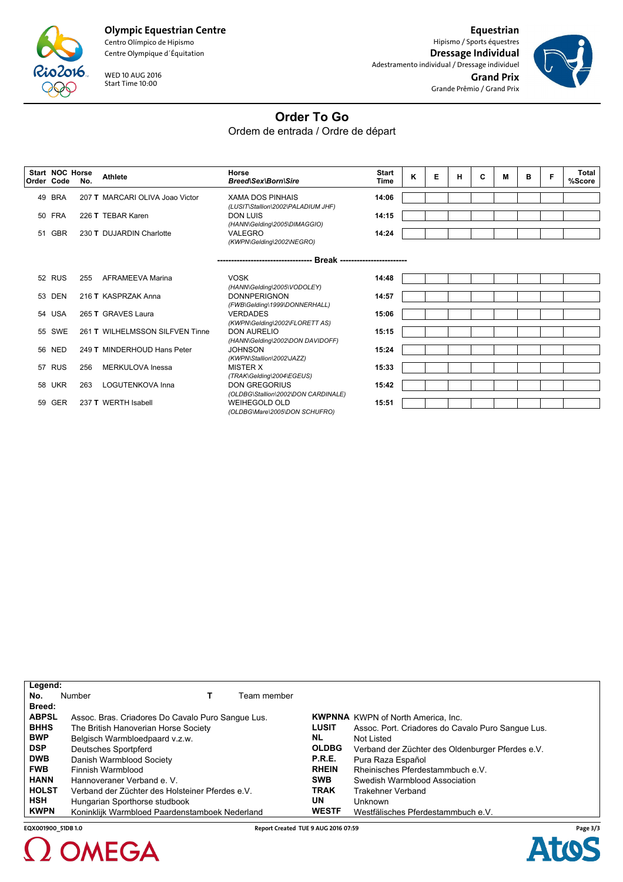**Olympic Equestrian Centre**
Centro Olímpico de Hipismo
Centre Olympique d´Équitation

WED 10 AUG 2016
Start Time 10:00

**Equestrian**
Hipismo / Sports équestres
**Dressage Individual**
Adestramento individual / Dressage individuel
**Grand Prix**
Grande Prêmio / Grand Prix

# Order To Go

Ordem de entrada / Ordre de départ

| Start Order | NOC Code | Horse No. | Athlete | Horse *Breed\Sex\Born\Sire* | Start Time | K | E | H | C | M | B | F | Total %Score |
|---|---|---|---|---|---|---|---|---|---|---|---|---|---|
| 49 | BRA | 207 **T** | MARCARI OLIVA Joao Victor | XAMA DOS PINHAIS *(LUSIT\Stallion\2002\PALADIUM JHF)* | **14:06** | | | | | | | | |
| 50 | FRA | 226 **T** | TEBAR Karen | DON LUIS *(HANN\Gelding\2005\DIMAGGIO)* | **14:15** | | | | | | | | |
| 51 | GBR | 230 **T** | DUJARDIN Charlotte | VALEGRO *(KWPN\Gelding\2002\NEGRO)* | **14:24** | | | | | | | | |
| | | | | **Break** | | | | | | | | | |
| 52 | RUS | 255 | AFRAMEEVA Marina | VOSK *(HANN\Gelding\2005\VODOLEY)* | **14:48** | | | | | | | | |
| 53 | DEN | 216 **T** | KASPRZAK Anna | DONNPERIGNON *(FWB\Gelding\1999\DONNERHALL)* | **14:57** | | | | | | | | |
| 54 | USA | 265 **T** | GRAVES Laura | VERDADES *(KWPN\Gelding\2002\FLORETT AS)* | **15:06** | | | | | | | | |
| 55 | SWE | 261 **T** | WILHELMSSON SILFVEN Tinne | DON AURELIO *(HANN\Gelding\2002\DON DAVIDOFF)* | **15:15** | | | | | | | | |
| 56 | NED | 249 **T** | MINDERHOUD Hans Peter | JOHNSON *(KWPN\Stallion\2002\JAZZ)* | **15:24** | | | | | | | | |
| 57 | RUS | 256 | MERKULOVA Inessa | MISTER X *(TRAK\Gelding\2004\EGEUS)* | **15:33** | | | | | | | | |
| 58 | UKR | 263 | LOGUTENKOVA Inna | DON GREGORIUS *(OLDBG\Stallion\2002\DON CARDINALE)* | **15:42** | | | | | | | | |
| 59 | GER | 237 **T** | WERTH Isabell | WEIHEGOLD OLD *(OLDBG\Mare\2005\DON SCHUFRO)* | **15:51** | | | | | | | | |

**Legend:**

| | | | |
|---|---|---|---|
| **No.** | Number | **T** | Team member |

**Breed:**

| | | | |
|---|---|---|---|
| **ABPSL** | Assoc. Bras. Criadores Do Cavalo Puro Sangue Lus. | **KWPNNA** | KWPN of North America, Inc. |
| **BHHS** | The British Hanoverian Horse Society | **LUSIT** | Assoc. Port. Criadores do Cavalo Puro Sangue Lus. |
| **BWP** | Belgisch Warmbloedpaard v.z.w. | **NL** | Not Listed |
| **DSP** | Deutsches Sportpferd | **OLDBG** | Verband der Züchter des Oldenburger Pferdes e.V. |
| **DWB** | Danish Warmblood Society | **P.R.E.** | Pura Raza Español |
| **FWB** | Finnish Warmblood | **RHEIN** | Rheinisches Pferdestammbuch e.V. |
| **HANN** | Hannoveraner Verband e. V. | **SWB** | Swedish Warmblood Association |
| **HOLST** | Verband der Züchter des Holsteiner Pferdes e.V. | **TRAK** | Trakehner Verband |
| **HSH** | Hungarian Sporthorse studbook | **UN** | Unknown |
| **KWPN** | Koninklijk Warmbloed Paardenstamboek Nederland | **WESTF** | Westfälisches Pferdestammbuch e.V. |

EQX001900_51DB 1.0 — Report Created TUE 9 AUG 2016 07:59